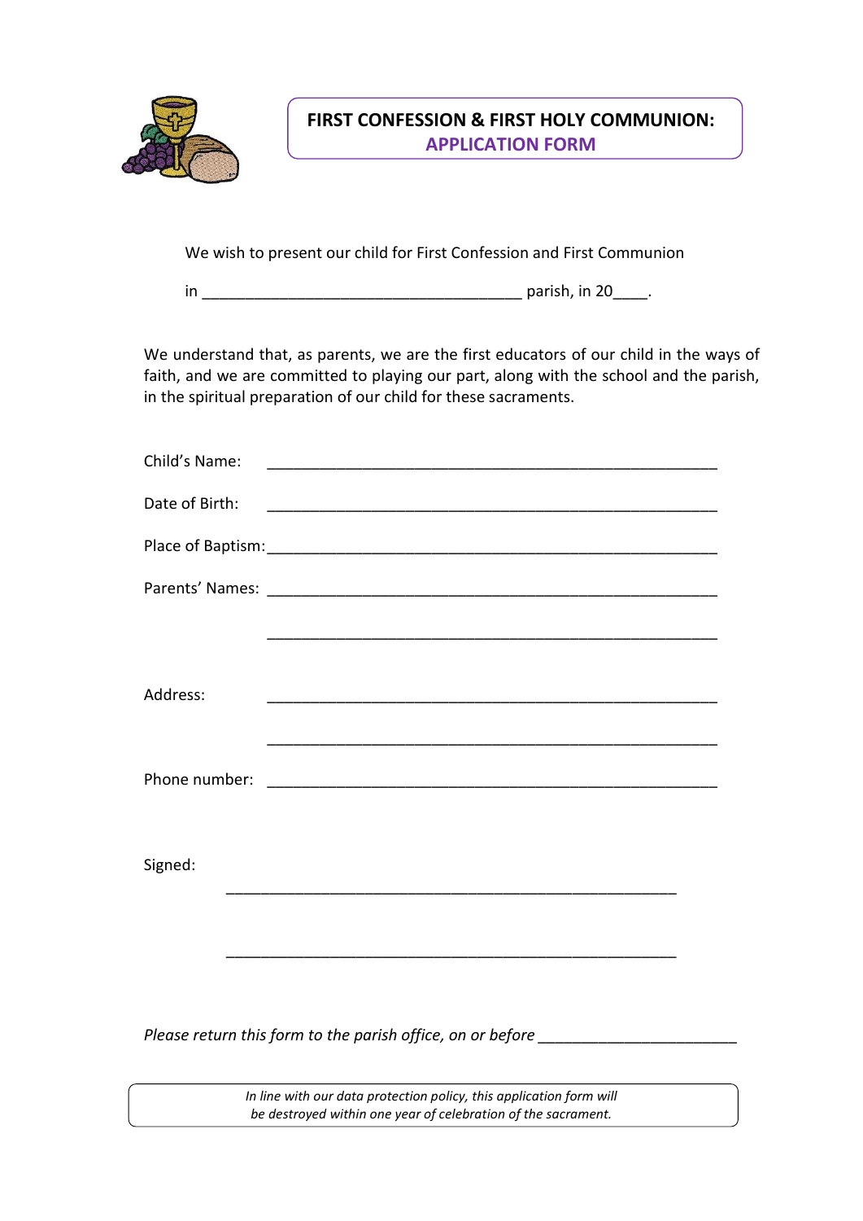# FIRST CONFESSION & FIRST HOLY COMMUNION:
## APPLICATION FORM

We wish to present our child for First Confession and First Communion

in _____________________________________ parish, in 20____.

We understand that, as parents, we are the first educators of our child in the ways of faith, and we are committed to playing our part, along with the school and the parish, in the spiritual preparation of our child for these sacraments.

Child's Name: _____________________________________________________

Date of Birth: _____________________________________________________

Place of Baptism: _____________________________________________________

Parents' Names: _____________________________________________________

_____________________________________________________

Address: _____________________________________________________

_____________________________________________________

Phone number: _____________________________________________________

Signed:

_____________________________________________________

_____________________________________________________

*Please return this form to the parish office, on or before* _______________________

*In line with our data protection policy, this application form will be destroyed within one year of celebration of the sacrament.*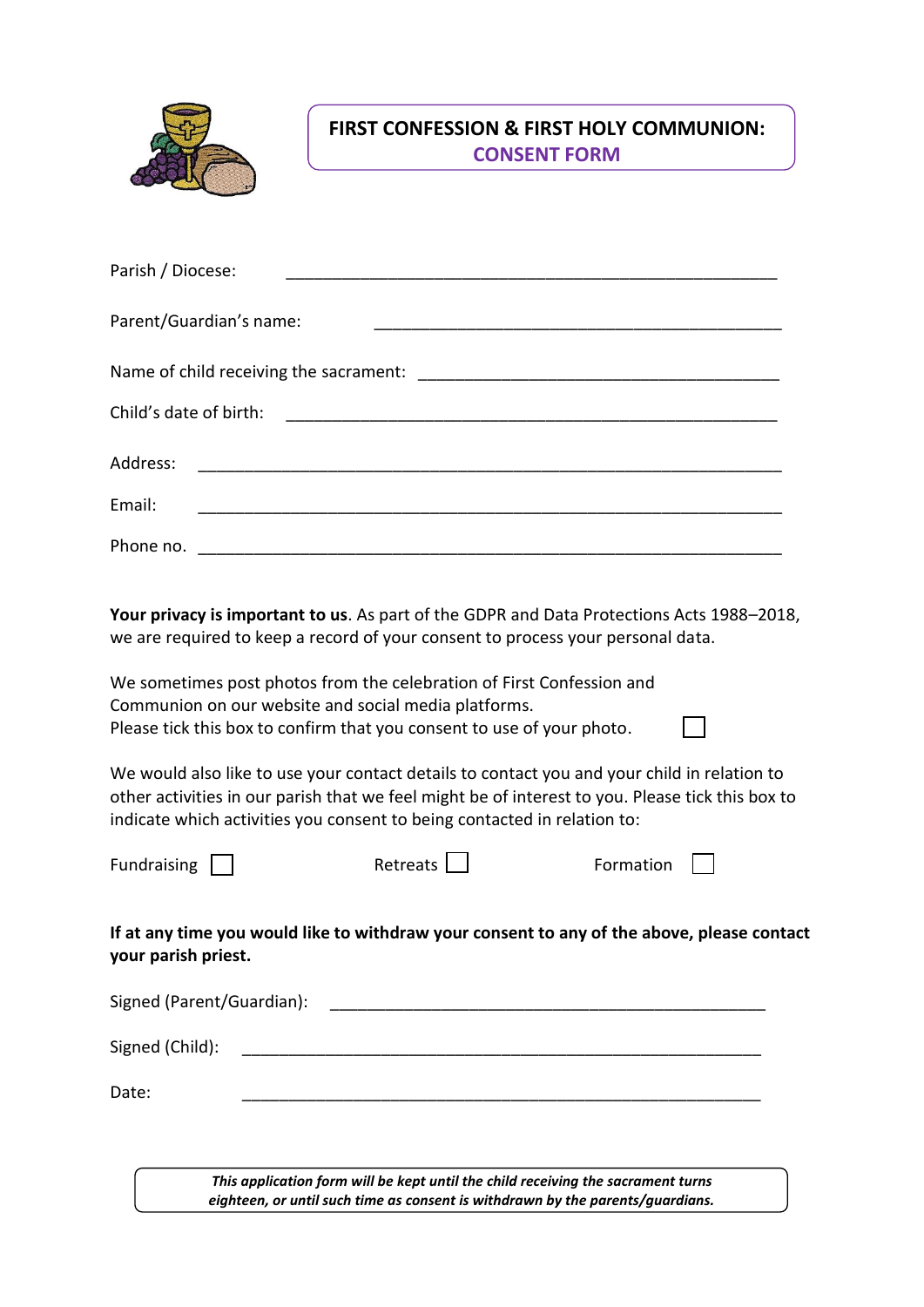# FIRST CONFESSION & FIRST HOLY COMMUNION: CONSENT FORM

Parish / Diocese: ______________________________________________________

Parent/Guardian's name: ______________________________________________

Name of child receiving the sacrament: ________________________________________

Child's date of birth: ______________________________________________________

Address: ______________________________________________________________

Email: ______________________________________________________________

Phone no. ______________________________________________________________

**Your privacy is important to us**. As part of the GDPR and Data Protections Acts 1988–2018, we are required to keep a record of your consent to process your personal data.

We sometimes post photos from the celebration of First Confession and Communion on our website and social media platforms.
Please tick this box to confirm that you consent to use of your photo. ☐

We would also like to use your contact details to contact you and your child in relation to other activities in our parish that we feel might be of interest to you. Please tick this box to indicate which activities you consent to being contacted in relation to:

Fundraising ☐ Retreats ☐ Formation ☐

**If at any time you would like to withdraw your consent to any of the above, please contact your parish priest.**

Signed (Parent/Guardian): ______________________________________________

Signed (Child): ______________________________________________________

Date: ______________________________________________________

***This application form will be kept until the child receiving the sacrament turns eighteen, or until such time as consent is withdrawn by the parents/guardians.***